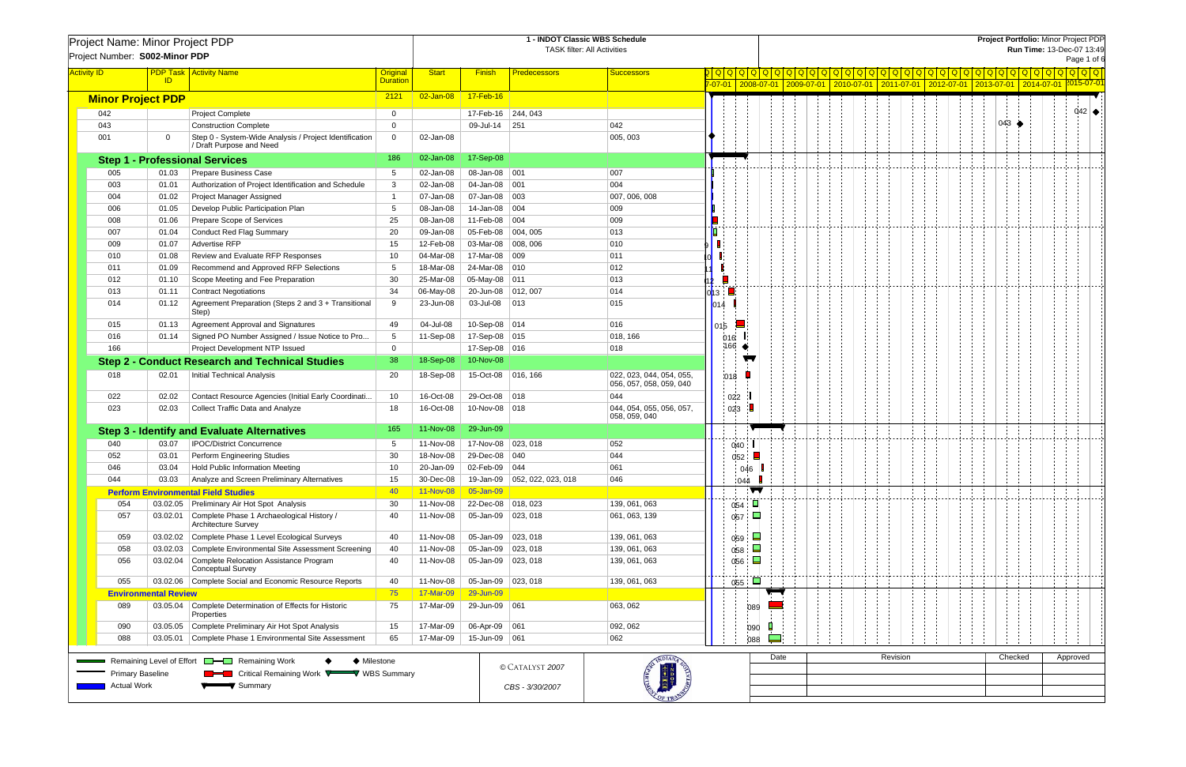Project Name: Minor Project PDP

Project Number: **S002-Minor PDP**

**1 - INDOT Classic WBS Schedule**

TASK filter: All Activities

**Project Portfolio:** Minor Project PDP

**Run Time:** 13-Dec-07 13:49

| Activity ID | PDP Task ID | Activity Name | Original Duration | Start | Finish | Predecessors | Successors |
|---|---|---|---|---|---|---|---|
| **Minor Project PDP** | | | 2121 | 02-Jan-08 | 17-Feb-16 | | |
| 042 | | Project Complete | 0 | | 17-Feb-16 | 244, 043 | |
| 043 | | Construction Complete | 0 | | 09-Jul-14 | 251 | 042 |
| 001 | 0 | Step 0 - System-Wide Analysis / Project Identification / Draft Purpose and Need | 0 | 02-Jan-08 | | | 005, 003 |
| **Step 1 - Professional Services** | | | 186 | 02-Jan-08 | 17-Sep-08 | | |
| 005 | 01.03 | Prepare Business Case | 5 | 02-Jan-08 | 08-Jan-08 | 001 | 007 |
| 003 | 01.01 | Authorization of Project Identification and Schedule | 3 | 02-Jan-08 | 04-Jan-08 | 001 | 004 |
| 004 | 01.02 | Project Manager Assigned | 1 | 07-Jan-08 | 07-Jan-08 | 003 | 007, 006, 008 |
| 006 | 01.05 | Develop Public Participation Plan | 5 | 08-Jan-08 | 14-Jan-08 | 004 | 009 |
| 008 | 01.06 | Prepare Scope of Services | 25 | 08-Jan-08 | 11-Feb-08 | 004 | 009 |
| 007 | 01.04 | Conduct Red Flag Summary | 20 | 09-Jan-08 | 05-Feb-08 | 004, 005 | 013 |
| 009 | 01.07 | Advertise RFP | 15 | 12-Feb-08 | 03-Mar-08 | 008, 006 | 010 |
| 010 | 01.08 | Review and Evaluate RFP Responses | 10 | 04-Mar-08 | 17-Mar-08 | 009 | 011 |
| 011 | 01.09 | Recommend and Approved RFP Selections | 5 | 18-Mar-08 | 24-Mar-08 | 010 | 012 |
| 012 | 01.10 | Scope Meeting and Fee Preparation | 30 | 25-Mar-08 | 05-May-08 | 011 | 013 |
| 013 | 01.11 | Contract Negotiations | 34 | 06-May-08 | 20-Jun-08 | 012, 007 | 014 |
| 014 | 01.12 | Agreement Preparation (Steps 2 and 3 + Transitional Step) | 9 | 23-Jun-08 | 03-Jul-08 | 013 | 015 |
| 015 | 01.13 | Agreement Approval and Signatures | 49 | 04-Jul-08 | 10-Sep-08 | 014 | 016 |
| 016 | 01.14 | Signed PO Number Assigned / Issue Notice to Pro... | 5 | 11-Sep-08 | 17-Sep-08 | 015 | 018, 166 |
| 166 | | Project Development NTP Issued | 0 | | 17-Sep-08 | 016 | 018 |
| **Step 2 - Conduct Research and Technical Studies** | | | 38 | 18-Sep-08 | 10-Nov-08 | | |
| 018 | 02.01 | Initial Technical Analysis | 20 | 18-Sep-08 | 15-Oct-08 | 016, 166 | 022, 023, 044, 054, 055, 056, 057, 058, 059, 040 |
| 022 | 02.02 | Contact Resource Agencies (Initial Early Coordinati... | 10 | 16-Oct-08 | 29-Oct-08 | 018 | 044 |
| 023 | 02.03 | Collect Traffic Data and Analyze | 18 | 16-Oct-08 | 10-Nov-08 | 018 | 044, 054, 055, 056, 057, 058, 059, 040 |
| **Step 3 - Identify and Evaluate Alternatives** | | | 165 | 11-Nov-08 | 29-Jun-09 | | |
| 040 | 03.07 | IPOC/District Concurrence | 5 | 11-Nov-08 | 17-Nov-08 | 023, 018 | 052 |
| 052 | 03.01 | Perform Engineering Studies | 30 | 18-Nov-08 | 29-Dec-08 | 040 | 044 |
| 046 | 03.04 | Hold Public Information Meeting | 10 | 20-Jan-09 | 02-Feb-09 | 044 | 061 |
| 044 | 03.03 | Analyze and Screen Preliminary Alternatives | 15 | 30-Dec-08 | 19-Jan-09 | 052, 022, 023, 018 | 046 |
| **Perform Environmental Field Studies** | | | 40 | 11-Nov-08 | 05-Jan-09 | | |
| 054 | 03.02.05 | Preliminary Air Hot Spot Analysis | 30 | 11-Nov-08 | 22-Dec-08 | 018, 023 | 139, 061, 063 |
| 057 | 03.02.01 | Complete Phase 1 Archaeological History / Architecture Survey | 40 | 11-Nov-08 | 05-Jan-09 | 023, 018 | 061, 063, 139 |
| 059 | 03.02.02 | Complete Phase 1 Level Ecological Surveys | 40 | 11-Nov-08 | 05-Jan-09 | 023, 018 | 139, 061, 063 |
| 058 | 03.02.03 | Complete Environmental Site Assessment Screening | 40 | 11-Nov-08 | 05-Jan-09 | 023, 018 | 139, 061, 063 |
| 056 | 03.02.04 | Complete Relocation Assistance Program Conceptual Survey | 40 | 11-Nov-08 | 05-Jan-09 | 023, 018 | 139, 061, 063 |
| 055 | 03.02.06 | Complete Social and Economic Resource Reports | 40 | 11-Nov-08 | 05-Jan-09 | 023, 018 | 139, 061, 063 |
| **Environmental Review** | | | 75 | 17-Mar-09 | 29-Jun-09 | | |
| 089 | 03.05.04 | Complete Determination of Effects for Historic Properties | 75 | 17-Mar-09 | 29-Jun-09 | 061 | 063, 062 |
| 090 | 03.05.05 | Complete Preliminary Air Hot Spot Analysis | 15 | 17-Mar-09 | 06-Apr-09 | 061 | 092, 062 |
| 088 | 03.05.01 | Complete Phase 1 Environmental Site Assessment | 65 | 17-Mar-09 | 15-Jun-09 | 061 | 062 |

2007-07-01 2008-07-01 2009-07-01 2010-07-01 2011-07-01 2012-07-01 2013-07-01 2014-07-01 2015-07-01

Remaining Level of Effort — Remaining Work — Milestone

Primary Baseline — Critical Remaining Work — WBS Summary

Actual Work — Summary

© CATALYST 2007

CBS - 3/30/2007

| Date | Revision | Checked | Approved |
|---|---|---|---|
| | | | |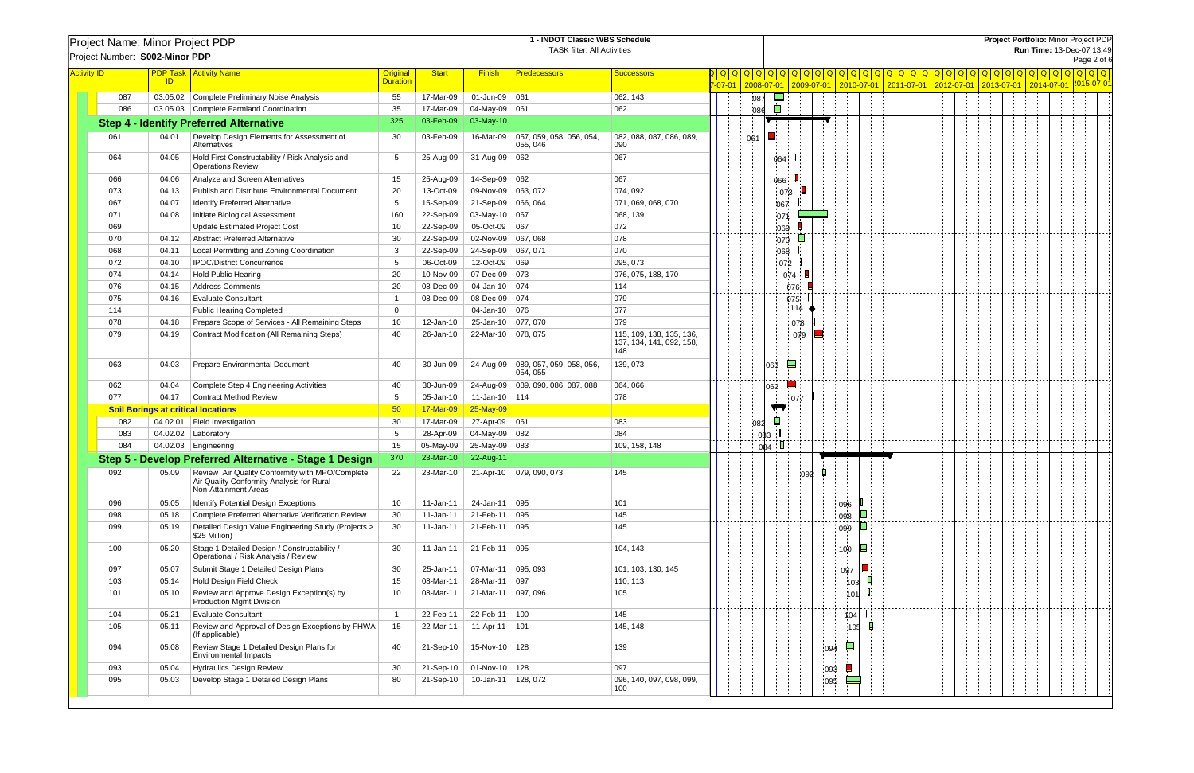Project Name: Minor Project PDP
Project Number: S002-Minor PDP

1 - INDOT Classic WBS Schedule
TASK filter: All Activities

Project Portfolio: Minor Project PDP
Run Time: 13-Dec-07 13:49

| Activity ID | PDP Task ID | Activity Name | Original Duration | Start | Finish | Predecessors | Successors |
|---|---|---|---|---|---|---|---|
| 087 | 03.05.02 | Complete Preliminary Noise Analysis | 55 | 17-Mar-09 | 01-Jun-09 | 061 | 062, 143 |
| 086 | 03.05.03 | Complete Farmland Coordination | 35 | 17-Mar-09 | 04-May-09 | 061 | 062 |
| **Step 4 - Identify Preferred Alternative** | | | 325 | 03-Feb-09 | 03-May-10 | | |
| 061 | 04.01 | Develop Design Elements for Assessment of Alternatives | 30 | 03-Feb-09 | 16-Mar-09 | 057, 059, 058, 056, 054, 055, 046 | 082, 088, 087, 086, 089, 090 |
| 064 | 04.05 | Hold First Constructability / Risk Analysis and Operations Review | 5 | 25-Aug-09 | 31-Aug-09 | 062 | 067 |
| 066 | 04.06 | Analyze and Screen Alternatives | 15 | 25-Aug-09 | 14-Sep-09 | 062 | 067 |
| 073 | 04.13 | Publish and Distribute Environmental Document | 20 | 13-Oct-09 | 09-Nov-09 | 063, 072 | 074, 092 |
| 067 | 04.07 | Identify Preferred Alternative | 5 | 15-Sep-09 | 21-Sep-09 | 066, 064 | 071, 069, 068, 070 |
| 071 | 04.08 | Initiate Biological Assessment | 160 | 22-Sep-09 | 03-May-10 | 067 | 068, 139 |
| 069 | | Update Estimated Project Cost | 10 | 22-Sep-09 | 05-Oct-09 | 067 | 072 |
| 070 | 04.12 | Abstract Preferred Alternative | 30 | 22-Sep-09 | 02-Nov-09 | 067, 068 | 078 |
| 068 | 04.11 | Local Permitting and Zoning Coordination | 3 | 22-Sep-09 | 24-Sep-09 | 067, 071 | 070 |
| 072 | 04.10 | IPOC/District Concurrence | 5 | 06-Oct-09 | 12-Oct-09 | 069 | 095, 073 |
| 074 | 04.14 | Hold Public Hearing | 20 | 10-Nov-09 | 07-Dec-09 | 073 | 076, 075, 188, 170 |
| 076 | 04.15 | Address Comments | 20 | 08-Dec-09 | 04-Jan-10 | 074 | 114 |
| 075 | 04.16 | Evaluate Consultant | 1 | 08-Dec-09 | 08-Dec-09 | 074 | 079 |
| 114 | | Public Hearing Completed | 0 | | 04-Jan-10 | 076 | 077 |
| 078 | 04.18 | Prepare Scope of Services - All Remaining Steps | 10 | 12-Jan-10 | 25-Jan-10 | 077, 070 | 079 |
| 079 | 04.19 | Contract Modification (All Remaining Steps) | 40 | 26-Jan-10 | 22-Mar-10 | 078, 075 | 115, 109, 138, 135, 136, 137, 134, 141, 092, 158, 148 |
| 063 | 04.03 | Prepare Environmental Document | 40 | 30-Jun-09 | 24-Aug-09 | 089, 057, 059, 058, 056, 054, 055 | 139, 073 |
| 062 | 04.04 | Complete Step 4 Engineering Activities | 40 | 30-Jun-09 | 24-Aug-09 | 089, 090, 086, 087, 088 | 064, 066 |
| 077 | 04.17 | Contract Method Review | 5 | 05-Jan-10 | 11-Jan-10 | 114 | 078 |
| **Soil Borings at critical locations** | | | 50 | 17-Mar-09 | 25-May-09 | | |
| 082 | 04.02.01 | Field Investigation | 30 | 17-Mar-09 | 27-Apr-09 | 061 | 083 |
| 083 | 04.02.02 | Laboratory | 5 | 28-Apr-09 | 04-May-09 | 082 | 084 |
| 084 | 04.02.03 | Engineering | 15 | 05-May-09 | 25-May-09 | 083 | 109, 158, 148 |
| **Step 5 - Develop Preferred Alternative - Stage 1 Design** | | | 370 | 23-Mar-10 | 22-Aug-11 | | |
| 092 | 05.09 | Review Air Quality Conformity with MPO/Complete Air Quality Conformity Analysis for Rural Non-Attainment Areas | 22 | 23-Mar-10 | 21-Apr-10 | 079, 090, 073 | 145 |
| 096 | 05.05 | Identify Potential Design Exceptions | 10 | 11-Jan-11 | 24-Jan-11 | 095 | 101 |
| 098 | 05.18 | Complete Preferred Alternative Verification Review | 30 | 11-Jan-11 | 21-Feb-11 | 095 | 145 |
| 099 | 05.19 | Detailed Design Value Engineering Study (Projects > $25 Million) | 30 | 11-Jan-11 | 21-Feb-11 | 095 | 145 |
| 100 | 05.20 | Stage 1 Detailed Design / Constructability / Operational / Risk Analysis / Review | 30 | 11-Jan-11 | 21-Feb-11 | 095 | 104, 143 |
| 097 | 05.07 | Submit Stage 1 Detailed Design Plans | 30 | 25-Jan-11 | 07-Mar-11 | 095, 093 | 101, 103, 130, 145 |
| 103 | 05.14 | Hold Design Field Check | 15 | 08-Mar-11 | 28-Mar-11 | 097 | 110, 113 |
| 101 | 05.10 | Review and Approve Design Exception(s) by Production Mgmt Division | 10 | 08-Mar-11 | 21-Mar-11 | 097, 096 | 105 |
| 104 | 05.21 | Evaluate Consultant | 1 | 22-Feb-11 | 22-Feb-11 | 100 | 145 |
| 105 | 05.11 | Review and Approval of Design Exceptions by FHWA (If applicable) | 15 | 22-Mar-11 | 11-Apr-11 | 101 | 145, 148 |
| 094 | 05.08 | Review Stage 1 Detailed Design Plans for Environmental Impacts | 40 | 21-Sep-10 | 15-Nov-10 | 128 | 139 |
| 093 | 05.04 | Hydraulics Design Review | 30 | 21-Sep-10 | 01-Nov-10 | 128 | 097 |
| 095 | 05.03 | Develop Stage 1 Detailed Design Plans | 80 | 21-Sep-10 | 10-Jan-11 | 128, 072 | 096, 140, 097, 098, 099, 100 |

2007-07-01 2008-07-01 2009-07-01 2010-07-01 2011-07-01 2012-07-01 2013-07-01 2014-07-01 2015-07-01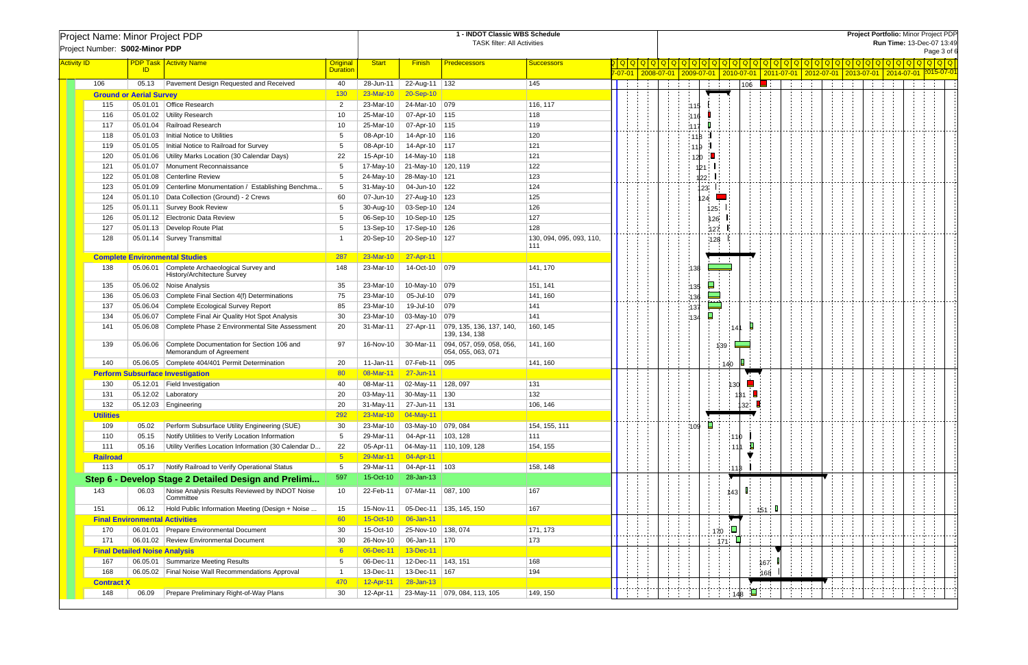Project Name: Minor Project PDP

Project Number: **S002-Minor PDP**

**1 - INDOT Classic WBS Schedule**

TASK filter: All Activities

**Project Portfolio:** Minor Project PDP

**Run Time:** 13-Dec-07 13:49

| Activity ID | PDP Task ID | Activity Name | Original Duration | Start | Finish | Predecessors | Successors |
|---|---|---|---|---|---|---|---|
| 106 | 05.13 | Pavement Design Requested and Received | 40 | 28-Jun-11 | 22-Aug-11 | 132 | 145 |
| **Ground or Aerial Survey** | | | 130 | 23-Mar-10 | 20-Sep-10 | | |
| 115 | 05.01.01 | Office Research | 2 | 23-Mar-10 | 24-Mar-10 | 079 | 116, 117 |
| 116 | 05.01.02 | Utility Research | 10 | 25-Mar-10 | 07-Apr-10 | 115 | 118 |
| 117 | 05.01.04 | Railroad Research | 10 | 25-Mar-10 | 07-Apr-10 | 115 | 119 |
| 118 | 05.01.03 | Initial Notice to Utilities | 5 | 08-Apr-10 | 14-Apr-10 | 116 | 120 |
| 119 | 05.01.05 | Initial Notice to Railroad for Survey | 5 | 08-Apr-10 | 14-Apr-10 | 117 | 121 |
| 120 | 05.01.06 | Utility Marks Location (30 Calendar Days) | 22 | 15-Apr-10 | 14-May-10 | 118 | 121 |
| 121 | 05.01.07 | Monument Reconnaissance | 5 | 17-May-10 | 21-May-10 | 120, 119 | 122 |
| 122 | 05.01.08 | Centerline Review | 5 | 24-May-10 | 28-May-10 | 121 | 123 |
| 123 | 05.01.09 | Centerline Monumentation / Establishing Benchma... | 5 | 31-May-10 | 04-Jun-10 | 122 | 124 |
| 124 | 05.01.10 | Data Collection (Ground) - 2 Crews | 60 | 07-Jun-10 | 27-Aug-10 | 123 | 125 |
| 125 | 05.01.11 | Survey Book Review | 5 | 30-Aug-10 | 03-Sep-10 | 124 | 126 |
| 126 | 05.01.12 | Electronic Data Review | 5 | 06-Sep-10 | 10-Sep-10 | 125 | 127 |
| 127 | 05.01.13 | Develop Route Plat | 5 | 13-Sep-10 | 17-Sep-10 | 126 | 128 |
| 128 | 05.01.14 | Survey Transmittal | 1 | 20-Sep-10 | 20-Sep-10 | 127 | 130, 094, 095, 093, 110, 111 |
| **Complete Environmental Studies** | | | 287 | 23-Mar-10 | 27-Apr-11 | | |
| 138 | 05.06.01 | Complete Archaeological Survey and History/Architecture Survey | 148 | 23-Mar-10 | 14-Oct-10 | 079 | 141, 170 |
| 135 | 05.06.02 | Noise Analysis | 35 | 23-Mar-10 | 10-May-10 | 079 | 151, 141 |
| 136 | 05.06.03 | Complete Final Section 4(f) Determinations | 75 | 23-Mar-10 | 05-Jul-10 | 079 | 141, 160 |
| 137 | 05.06.04 | Complete Ecological Survey Report | 85 | 23-Mar-10 | 19-Jul-10 | 079 | 141 |
| 134 | 05.06.07 | Complete Final Air Quality Hot Spot Analysis | 30 | 23-Mar-10 | 03-May-10 | 079 | 141 |
| 141 | 05.06.08 | Complete Phase 2 Environmental Site Assessment | 20 | 31-Mar-11 | 27-Apr-11 | 079, 135, 136, 137, 140, 139, 134, 138 | 160, 145 |
| 139 | 05.06.06 | Complete Documentation for Section 106 and Memorandum of Agreement | 97 | 16-Nov-10 | 30-Mar-11 | 094, 057, 059, 058, 056, 054, 055, 063, 071 | 141, 160 |
| 140 | 05.06.05 | Complete 404/401 Permit Determination | 20 | 11-Jan-11 | 07-Feb-11 | 095 | 141, 160 |
| **Perform Subsurface Investigation** | | | 80 | 08-Mar-11 | 27-Jun-11 | | |
| 130 | 05.12.01 | Field Investigation | 40 | 08-Mar-11 | 02-May-11 | 128, 097 | 131 |
| 131 | 05.12.02 | Laboratory | 20 | 03-May-11 | 30-May-11 | 130 | 132 |
| 132 | 05.12.03 | Engineering | 20 | 31-May-11 | 27-Jun-11 | 131 | 106, 146 |
| **Utilities** | | | 292 | 23-Mar-10 | 04-May-11 | | |
| 109 | 05.02 | Perform Subsurface Utility Engineering (SUE) | 30 | 23-Mar-10 | 03-May-10 | 079, 084 | 154, 155, 111 |
| 110 | 05.15 | Notify Utilities to Verify Location Information | 5 | 29-Mar-11 | 04-Apr-11 | 103, 128 | 111 |
| 111 | 05.16 | Utility Verifies Location Information (30 Calendar D... | 22 | 05-Apr-11 | 04-May-11 | 110, 109, 128 | 154, 155 |
| **Railroad** | | | 5 | 29-Mar-11 | 04-Apr-11 | | |
| 113 | 05.17 | Notify Railroad to Verify Operational Status | 5 | 29-Mar-11 | 04-Apr-11 | 103 | 158, 148 |
| **Step 6 - Develop Stage 2 Detailed Design and Prelimi...** | | | 597 | 15-Oct-10 | 28-Jan-13 | | |
| 143 | 06.03 | Noise Analysis Results Reviewed by INDOT Noise Committee | 10 | 22-Feb-11 | 07-Mar-11 | 087, 100 | 167 |
| 151 | 06.12 | Hold Public Information Meeting (Design + Noise ... | 15 | 15-Nov-11 | 05-Dec-11 | 135, 145, 150 | 167 |
| **Final Environmental Activities** | | | 60 | 15-Oct-10 | 06-Jan-11 | | |
| 170 | 06.01.01 | Prepare Environmental Document | 30 | 15-Oct-10 | 25-Nov-10 | 138, 074 | 171, 173 |
| 171 | 06.01.02 | Review Environmental Document | 30 | 26-Nov-10 | 06-Jan-11 | 170 | 173 |
| **Final Detailed Noise Analysis** | | | 6 | 06-Dec-11 | 13-Dec-11 | | |
| 167 | 06.05.01 | Summarize Meeting Results | 5 | 06-Dec-11 | 12-Dec-11 | 143, 151 | 168 |
| 168 | 06.05.02 | Final Noise Wall Recommendations Approval | 1 | 13-Dec-11 | 13-Dec-11 | 167 | 194 |
| **Contract X** | | | 470 | 12-Apr-11 | 28-Jan-13 | | |
| 148 | 06.09 | Prepare Preliminary Right-of-Way Plans | 30 | 12-Apr-11 | 23-May-11 | 079, 084, 113, 105 | 149, 150 |

7-07-01 2008-07-01 2009-07-01 2010-07-01 2011-07-01 2012-07-01 2013-07-01 2014-07-01 2015-07-01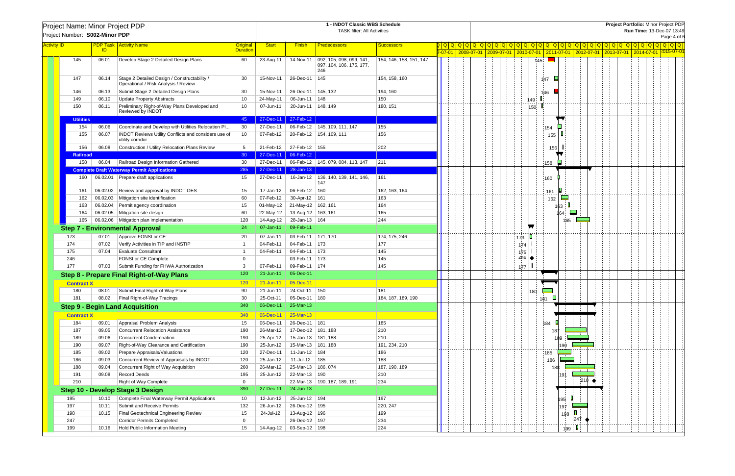Project Name: Minor Project PDP

Project Number: S002-Minor PDP

1 - INDOT Classic WBS Schedule

TASK filter: All Activities

Project Portfolio: Minor Project PDP

Run Time: 13-Dec-07 13:49

| Activity ID | PDP Task ID | Activity Name | Original Duration | Start | Finish | Predecessors | Successors |
|---|---|---|---|---|---|---|---|
| 145 | 06.01 | Develop Stage 2 Detailed Design Plans | 60 | 23-Aug-11 | 14-Nov-11 | 092, 105, 098, 099, 141, 097, 104, 106, 175, 177, 246 | 154, 146, 158, 151, 147 |
| 147 | 06.14 | Stage 2 Detailed Design / Constructability / Operational / Risk Analysis / Review | 30 | 15-Nov-11 | 26-Dec-11 | 145 | 154, 158, 160 |
| 146 | 06.13 | Submit Stage 2 Detailed Design Plans | 30 | 15-Nov-11 | 26-Dec-11 | 145, 132 | 194, 160 |
| 149 | 06.10 | Update Property Abstracts | 10 | 24-May-11 | 06-Jun-11 | 148 | 150 |
| 150 | 06.11 | Preliminary Right-of-Way Plans Developed and Reviewed by INDOT | 10 | 07-Jun-11 | 20-Jun-11 | 148, 149 | 180, 151 |
| **Utilities** | | | 45 | 27-Dec-11 | 27-Feb-12 | | |
| 154 | 06.06 | Coordinate and Develop with Utilities Relocation Pl... | 30 | 27-Dec-11 | 06-Feb-12 | 145, 109, 111, 147 | 155 |
| 155 | 06.07 | INDOT Reviews Utility Conflicts and considers use of utility corridor | 10 | 07-Feb-12 | 20-Feb-12 | 154, 109, 111 | 156 |
| 156 | 06.08 | Construction / Utility Relocation Plans Review | 5 | 21-Feb-12 | 27-Feb-12 | 155 | 202 |
| **Railroad** | | | 30 | 27-Dec-11 | 06-Feb-12 | | |
| 158 | 06.04 | Railroad Design Information Gathered | 30 | 27-Dec-11 | 06-Feb-12 | 145, 079, 084, 113, 147 | 211 |
| **Complete Draft Waterway Permit Applications** | | | 285 | 27-Dec-11 | 28-Jan-13 | | |
| 160 | 06.02.01 | Prepare draft applications | 15 | 27-Dec-11 | 16-Jan-12 | 136, 140, 139, 141, 146, 147 | 161 |
| 161 | 06.02.02 | Review and approval by INDOT OES | 15 | 17-Jan-12 | 06-Feb-12 | 160 | 162, 163, 164 |
| 162 | 06.02.03 | Mitigation site identification | 60 | 07-Feb-12 | 30-Apr-12 | 161 | 163 |
| 163 | 06.02.04 | Permit agency coordination | 15 | 01-May-12 | 21-May-12 | 162, 161 | 164 |
| 164 | 06.02.05 | Mitigation site design | 60 | 22-May-12 | 13-Aug-12 | 163, 161 | 165 |
| 165 | 06.02.06 | Mitigation plan implementation | 120 | 14-Aug-12 | 28-Jan-13 | 164 | 244 |
| **Step 7 - Environmental Approval** | | | 24 | 07-Jan-11 | 09-Feb-11 | | |
| 173 | 07.01 | Approve FONSI or CE | 20 | 07-Jan-11 | 03-Feb-11 | 171, 170 | 174, 175, 246 |
| 174 | 07.02 | Verify Activities in TIP and INSTIP | 1 | 04-Feb-11 | 04-Feb-11 | 173 | 177 |
| 175 | 07.04 | Evaluate Consultant | 1 | 04-Feb-11 | 04-Feb-11 | 173 | 145 |
| 246 | | FONSI or CE Complete | 0 | | 03-Feb-11 | 173 | 145 |
| 177 | 07.03 | Submit Funding for FHWA Authorization | 3 | 07-Feb-11 | 09-Feb-11 | 174 | 145 |
| **Step 8 - Prepare Final Right-of-Way Plans** | | | 120 | 21-Jun-11 | 05-Dec-11 | | |
| **Contract X** | | | 120 | 21-Jun-11 | 05-Dec-11 | | |
| 180 | 08.01 | Submit Final Right-of-Way Plans | 90 | 21-Jun-11 | 24-Oct-11 | 150 | 181 |
| 181 | 08.02 | Final Right-of-Way Tracings | 30 | 25-Oct-11 | 05-Dec-11 | 180 | 184, 187, 189, 190 |
| **Step 9 - Begin Land Acquisition** | | | 340 | 06-Dec-11 | 25-Mar-13 | | |
| **Contract X** | | | 340 | 06-Dec-11 | 25-Mar-13 | | |
| 184 | 09.01 | Appraisal Problem Analysis | 15 | 06-Dec-11 | 26-Dec-11 | 181 | 185 |
| 187 | 09.05 | Concurrent Relocation Assistance | 190 | 26-Mar-12 | 17-Dec-12 | 181, 188 | 210 |
| 189 | 09.06 | Concurrent Condemnation | 190 | 25-Apr-12 | 15-Jan-13 | 181, 188 | 210 |
| 190 | 09.07 | Right-of-Way Clearance and Certification | 190 | 25-Jun-12 | 15-Mar-13 | 181, 188 | 191, 234, 210 |
| 185 | 09.02 | Prepare Appraisals/Valuations | 120 | 27-Dec-11 | 11-Jun-12 | 184 | 186 |
| 186 | 09.03 | Concurrent Review of Appraisals by INDOT | 120 | 25-Jan-12 | 11-Jul-12 | 185 | 188 |
| 188 | 09.04 | Concurrent Right of Way Acquisition | 260 | 26-Mar-12 | 25-Mar-13 | 186, 074 | 187, 190, 189 |
| 191 | 09.08 | Record Deeds | 195 | 25-Jun-12 | 22-Mar-13 | 190 | 210 |
| 210 | | Right of Way Complete | 0 | | 22-Mar-13 | 190, 187, 189, 191 | 234 |
| **Step 10 - Develop Stage 3 Design** | | | 390 | 27-Dec-11 | 24-Jun-13 | | |
| 195 | 10.10 | Complete Final Waterway Permit Applications | 10 | 12-Jun-12 | 25-Jun-12 | 194 | 197 |
| 197 | 10.11 | Submit and Receive Permits | 132 | 26-Jun-12 | 26-Dec-12 | 195 | 220, 247 |
| 198 | 10.15 | Final Geotechnical Engineering Review | 15 | 24-Jul-12 | 13-Aug-12 | 196 | 199 |
| 247 | | Corridor Permits Completed | 0 | | 26-Dec-12 | 197 | 234 |
| 199 | 10.16 | Hold Public Information Meeting | 15 | 14-Aug-12 | 03-Sep-12 | 198 | 224 |

2007-07-01 | 2008-07-01 | 2009-07-01 | 2010-07-01 | 2011-07-01 | 2012-07-01 | 2013-07-01 | 2014-07-01 | 2015-07-01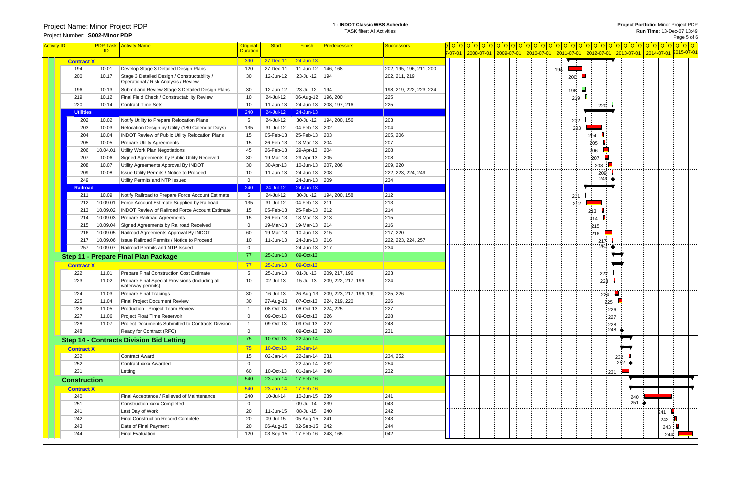Project Name: Minor Project PDP

Project Number: S002-Minor PDP

**1 - INDOT Classic WBS Schedule**

TASK filter: All Activities

**Project Portfolio:** Minor Project PDP

**Run Time:** 13-Dec-07 13:49

| Activity ID | PDP Task ID | Activity Name | Original Duration | Start | Finish | Predecessors | Successors |
|---|---|---|---|---|---|---|---|
| **Contract X** | | | 390 | 27-Dec-11 | 24-Jun-13 | | |
| 194 | 10.01 | Develop Stage 3 Detailed Design Plans | 120 | 27-Dec-11 | 11-Jun-12 | 146, 168 | 202, 195, 196, 211, 200 |
| 200 | 10.17 | Stage 3 Detailed Design / Constructability / Operational / Risk Analysis / Review | 30 | 12-Jun-12 | 23-Jul-12 | 194 | 202, 211, 219 |
| 196 | 10.13 | Submit and Review Stage 3 Detailed Design Plans | 30 | 12-Jun-12 | 23-Jul-12 | 194 | 198, 219, 222, 223, 224 |
| 219 | 10.12 | Final Field Check / Constructability Review | 10 | 24-Jul-12 | 06-Aug-12 | 196, 200 | 225 |
| 220 | 10.14 | Contract Time Sets | 10 | 11-Jun-13 | 24-Jun-13 | 208, 197, 216 | 225 |
| **Utilities** | | | 240 | 24-Jul-12 | 24-Jun-13 | | |
| 202 | 10.02 | Notify Utility to Prepare Relocation Plans | 5 | 24-Jul-12 | 30-Jul-12 | 194, 200, 156 | 203 |
| 203 | 10.03 | Relocation Design by Utility (180 Calendar Days) | 135 | 31-Jul-12 | 04-Feb-13 | 202 | 204 |
| 204 | 10.04 | INDOT Review of Public Utility Relocation Plans | 15 | 05-Feb-13 | 25-Feb-13 | 203 | 205, 206 |
| 205 | 10.05 | Prepare Utility Agreements | 15 | 26-Feb-13 | 18-Mar-13 | 204 | 207 |
| 206 | 10.04.01 | Utility Work Plan Negotiations | 45 | 26-Feb-13 | 29-Apr-13 | 204 | 208 |
| 207 | 10.06 | Signed Agreements by Public Utility Received | 30 | 19-Mar-13 | 29-Apr-13 | 205 | 208 |
| 208 | 10.07 | Utility Agreements Approval By INDOT | 30 | 30-Apr-13 | 10-Jun-13 | 207, 206 | 209, 220 |
| 209 | 10.08 | Issue Utility Permits / Notice to Proceed | 10 | 11-Jun-13 | 24-Jun-13 | 208 | 222, 223, 224, 249 |
| 249 | | Utility Permits and NTP Issued | 0 | | 24-Jun-13 | 209 | 234 |
| **Railroad** | | | 240 | 24-Jul-12 | 24-Jun-13 | | |
| 211 | 10.09 | Notify Railroad to Prepare Force Account Estimate | 5 | 24-Jul-12 | 30-Jul-12 | 194, 200, 158 | 212 |
| 212 | 10.09.01 | Force Account Estimate Supplied by Railroad | 135 | 31-Jul-12 | 04-Feb-13 | 211 | 213 |
| 213 | 10.09.02 | INDOT Review of Railroad Force Account Estimate | 15 | 05-Feb-13 | 25-Feb-13 | 212 | 214 |
| 214 | 10.09.03 | Prepare Railroad Agreements | 15 | 26-Feb-13 | 18-Mar-13 | 213 | 215 |
| 215 | 10.09.04 | Signed Agreements by Railroad Received | 0 | 19-Mar-13 | 19-Mar-13 | 214 | 216 |
| 216 | 10.09.05 | Railroad Agreements Approval By INDOT | 60 | 19-Mar-13 | 10-Jun-13 | 215 | 217, 220 |
| 217 | 10.09.06 | Issue Railroad Permits / Notice to Proceed | 10 | 11-Jun-13 | 24-Jun-13 | 216 | 222, 223, 224, 257 |
| 257 | 10.09.07 | Railroad Permits and NTP Issued | 0 | | 24-Jun-13 | 217 | 234 |
| **Step 11 - Prepare Final Plan Package** | | | 77 | 25-Jun-13 | 09-Oct-13 | | |
| **Contract X** | | | 77 | 25-Jun-13 | 09-Oct-13 | | |
| 222 | 11.01 | Prepare Final Construction Cost Estimate | 5 | 25-Jun-13 | 01-Jul-13 | 209, 217, 196 | 223 |
| 223 | 11.02 | Prepare Final Special Provisions (Including all waterway permits) | 10 | 02-Jul-13 | 15-Jul-13 | 209, 222, 217, 196 | 224 |
| 224 | 11.03 | Prepare Final Tracings | 30 | 16-Jul-13 | 26-Aug-13 | 209, 223, 217, 196, 199 | 225, 226 |
| 225 | 11.04 | Final Project Document Review | 30 | 27-Aug-13 | 07-Oct-13 | 224, 219, 220 | 226 |
| 226 | 11.05 | Production - Project Team Review | 1 | 08-Oct-13 | 08-Oct-13 | 224, 225 | 227 |
| 227 | 11.06 | Project Float Time Reservoir | 0 | 09-Oct-13 | 09-Oct-13 | 226 | 228 |
| 228 | 11.07 | Project Documents Submitted to Contracts Division | 1 | 09-Oct-13 | 09-Oct-13 | 227 | 248 |
| 248 | | Ready for Contract (RFC) | 0 | | 09-Oct-13 | 228 | 231 |
| **Step 14 - Contracts Division Bid Letting** | | | 75 | 10-Oct-13 | 22-Jan-14 | | |
| **Contract X** | | | 75 | 10-Oct-13 | 22-Jan-14 | | |
| 232 | | Contract Award | 15 | 02-Jan-14 | 22-Jan-14 | 231 | 234, 252 |
| 252 | | Contract xxxx Awarded | 0 | | 22-Jan-14 | 232 | 254 |
| 231 | | Letting | 60 | 10-Oct-13 | 01-Jan-14 | 248 | 232 |
| **Construction** | | | 540 | 23-Jan-14 | 17-Feb-16 | | |
| **Contract X** | | | 540 | 23-Jan-14 | 17-Feb-16 | | |
| 240 | | Final Acceptance / Relieved of Maintenance | 240 | 10-Jul-14 | 10-Jun-15 | 239 | 241 |
| 251 | | Construction xxxx Completed | 0 | | 09-Jul-14 | 239 | 043 |
| 241 | | Last Day of Work | 20 | 11-Jun-15 | 08-Jul-15 | 240 | 242 |
| 242 | | Final Construction Record Complete | 20 | 09-Jul-15 | 05-Aug-15 | 241 | 243 |
| 243 | | Date of Final Payment | 20 | 06-Aug-15 | 02-Sep-15 | 242 | 244 |
| 244 | | Final Evaluation | 120 | 03-Sep-15 | 17-Feb-16 | 243, 165 | 042 |

7-07-01 2008-07-01 2009-07-01 2010-07-01 2011-07-01 2012-07-01 2013-07-01 2014-07-01 2015-07-01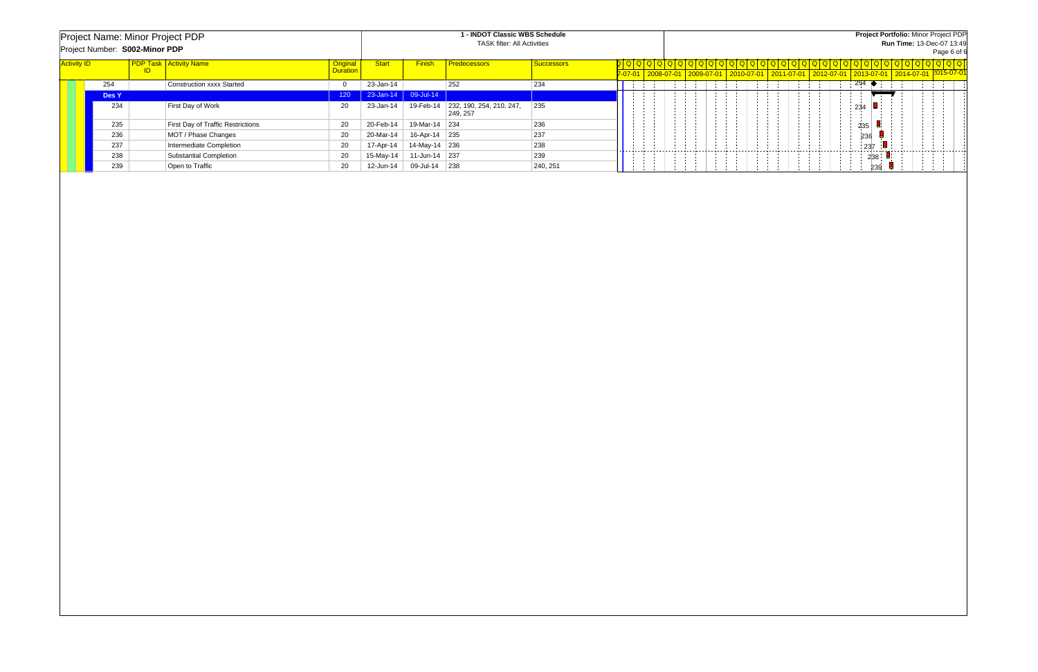Project Name: Minor Project PDP

Project Number: **S002-Minor PDP**

**1 - INDOT Classic WBS Schedule**

TASK filter: All Activities

**Project Portfolio:** Minor Project PDP

**Run Time:** 13-Dec-07 13:49

| Activity ID | PDP Task ID | Activity Name | Original Duration | Start | Finish | Predecessors | Successors |
|---|---|---|---|---|---|---|---|
| 254 | | Construction xxxx Started | 0 | 23-Jan-14 | | 252 | 234 |
| **Des Y** | | | 120 | 23-Jan-14 | 09-Jul-14 | | |
| 234 | | First Day of Work | 20 | 23-Jan-14 | 19-Feb-14 | 232, 190, 254, 210, 247, 249, 257 | 235 |
| 235 | | First Day of Traffic Restrictions | 20 | 20-Feb-14 | 19-Mar-14 | 234 | 236 |
| 236 | | MOT / Phase Changes | 20 | 20-Mar-14 | 16-Apr-14 | 235 | 237 |
| 237 | | Intermediate Completion | 20 | 17-Apr-14 | 14-May-14 | 236 | 238 |
| 238 | | Substantial Completion | 20 | 15-May-14 | 11-Jun-14 | 237 | 239 |
| 239 | | Open to Traffic | 20 | 12-Jun-14 | 09-Jul-14 | 238 | 240, 251 |

7-07-01 2008-07-01 2009-07-01 2010-07-01 2011-07-01 2012-07-01 2013-07-01 2014-07-01 2015-07-01

254

234

235

236

237

238

239